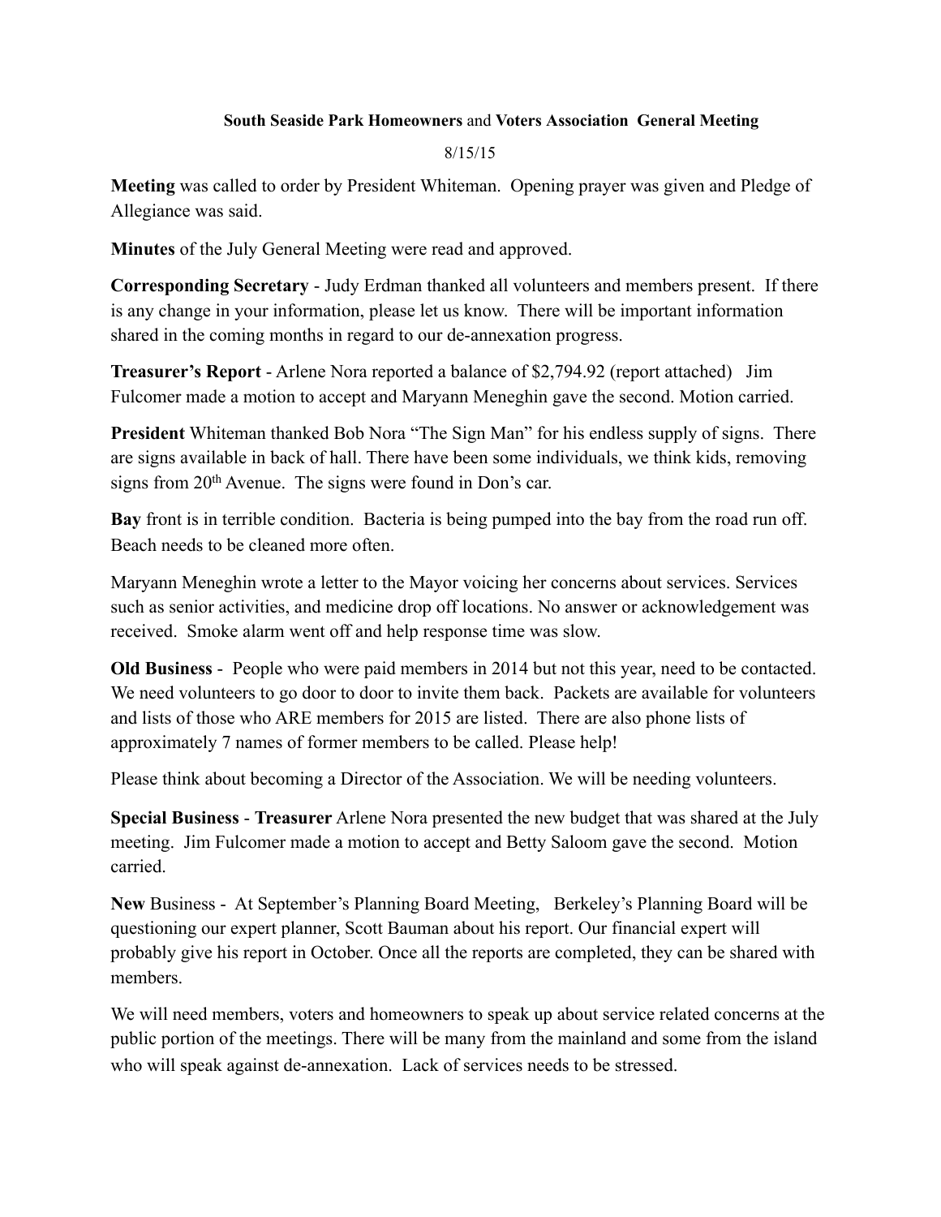**South Seaside Park Homeowners** and **Voters Association General Meeting**

8/15/15

**Meeting** was called to order by President Whiteman. Opening prayer was given and Pledge of Allegiance was said.

**Minutes** of the July General Meeting were read and approved.

**Corresponding Secretary** - Judy Erdman thanked all volunteers and members present. If there is any change in your information, please let us know. There will be important information shared in the coming months in regard to our de-annexation progress.

**Treasurer's Report** - Arlene Nora reported a balance of $2,794.92 (report attached) Jim Fulcomer made a motion to accept and Maryann Meneghin gave the second. Motion carried.

**President** Whiteman thanked Bob Nora "The Sign Man" for his endless supply of signs. There are signs available in back of hall. There have been some individuals, we think kids, removing signs from 20th Avenue. The signs were found in Don's car.

**Bay** front is in terrible condition. Bacteria is being pumped into the bay from the road run off. Beach needs to be cleaned more often.

Maryann Meneghin wrote a letter to the Mayor voicing her concerns about services. Services such as senior activities, and medicine drop off locations. No answer or acknowledgement was received. Smoke alarm went off and help response time was slow.

**Old Business** - People who were paid members in 2014 but not this year, need to be contacted. We need volunteers to go door to door to invite them back. Packets are available for volunteers and lists of those who ARE members for 2015 are listed. There are also phone lists of approximately 7 names of former members to be called. Please help!

Please think about becoming a Director of the Association. We will be needing volunteers.

**Special Business** - **Treasurer** Arlene Nora presented the new budget that was shared at the July meeting. Jim Fulcomer made a motion to accept and Betty Saloom gave the second. Motion carried.

**New** Business - At September's Planning Board Meeting, Berkeley's Planning Board will be questioning our expert planner, Scott Bauman about his report. Our financial expert will probably give his report in October. Once all the reports are completed, they can be shared with members.

We will need members, voters and homeowners to speak up about service related concerns at the public portion of the meetings. There will be many from the mainland and some from the island who will speak against de-annexation. Lack of services needs to be stressed.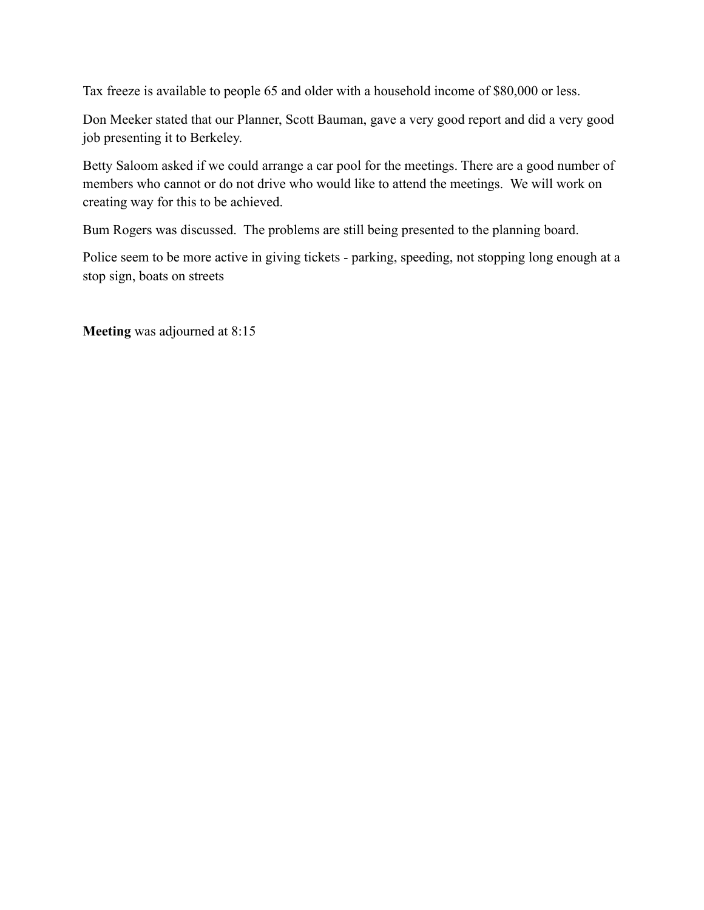Tax freeze is available to people 65 and older with a household income of $80,000 or less.

Don Meeker stated that our Planner, Scott Bauman, gave a very good report and did a very good job presenting it to Berkeley.

Betty Saloom asked if we could arrange a car pool for the meetings. There are a good number of members who cannot or do not drive who would like to attend the meetings.  We will work on creating way for this to be achieved.

Bum Rogers was discussed.  The problems are still being presented to the planning board.

Police seem to be more active in giving tickets - parking, speeding, not stopping long enough at a stop sign, boats on streets

**Meeting** was adjourned at 8:15